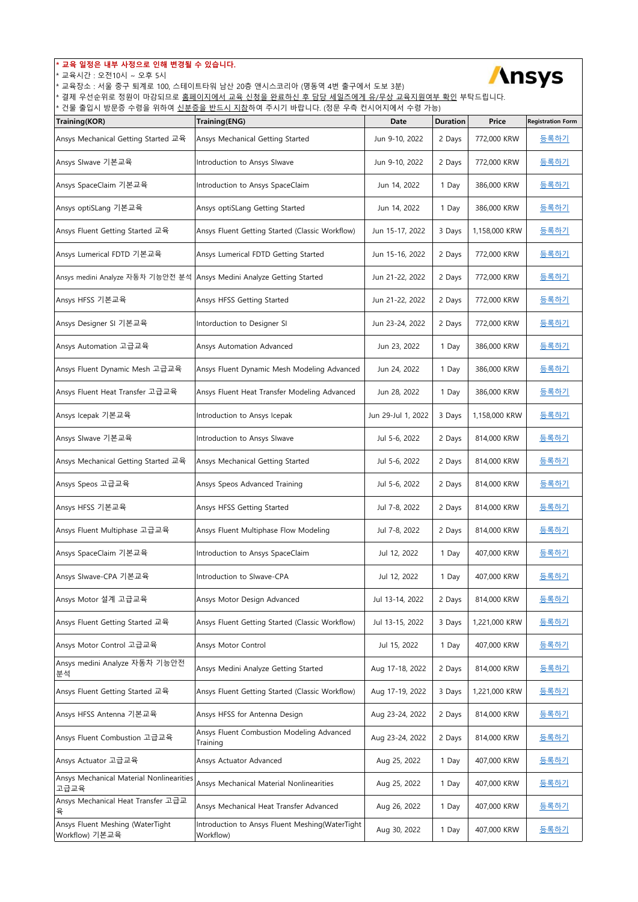**\* 교육 일정은 내부 사정으로 인해 변경될 수 있습니다.**

\* 교육시간 : 오전10시 ~ 오후 5시

\* 교육장소 : 서울 중구 퇴계로 100, 스테이트타워 남산 20층 앤시스코리아 (명동역 4번 출구에서 도보 3분)

\* 결제 우선순위로 정원이 마감되므로 홈페이지에서 교육 신청을 완료하신 후 담당 세일즈에게 유/무상 교육지원여부 확인 부탁드립니다.

\* 건물 출입시 방문증 수령을 위하여 신분증을 반드시 지참하여 주시기 바랍니다. (정문 우측 컨시어지에서 수령 가능)

Ansys

| Training(KOR) | Training(ENG) | Date | Duration | Price | Registration Form |
|---|---|---|---|---|---|
| Ansys Mechanical Getting Started 교육 | Ansys Mechanical Getting Started | Jun 9-10, 2022 | 2 Days | 772,000 KRW | 등록하기 |
| Ansys SIwave 기본교육 | Introduction to Ansys SIwave | Jun 9-10, 2022 | 2 Days | 772,000 KRW | 등록하기 |
| Ansys SpaceClaim 기본교육 | Introduction to Ansys SpaceClaim | Jun 14, 2022 | 1 Day | 386,000 KRW | 등록하기 |
| Ansys optiSLang 기본교육 | Ansys optiSLang Getting Started | Jun 14, 2022 | 1 Day | 386,000 KRW | 등록하기 |
| Ansys Fluent Getting Started 교육 | Ansys Fluent Getting Started (Classic Workflow) | Jun 15-17, 2022 | 3 Days | 1,158,000 KRW | 등록하기 |
| Ansys Lumerical FDTD 기본교육 | Ansys Lumerical FDTD Getting Started | Jun 15-16, 2022 | 2 Days | 772,000 KRW | 등록하기 |
| Ansys medini Analyze 자동차 기능안전 분석 | Ansys Medini Analyze Getting Started | Jun 21-22, 2022 | 2 Days | 772,000 KRW | 등록하기 |
| Ansys HFSS 기본교육 | Ansys HFSS Getting Started | Jun 21-22, 2022 | 2 Days | 772,000 KRW | 등록하기 |
| Ansys Designer SI 기본교육 | Intorduction to Designer SI | Jun 23-24, 2022 | 2 Days | 772,000 KRW | 등록하기 |
| Ansys Automation 고급교육 | Ansys Automation Advanced | Jun 23, 2022 | 1 Day | 386,000 KRW | 등록하기 |
| Ansys Fluent Dynamic Mesh 고급교육 | Ansys Fluent Dynamic Mesh Modeling Advanced | Jun 24, 2022 | 1 Day | 386,000 KRW | 등록하기 |
| Ansys Fluent Heat Transfer 고급교육 | Ansys Fluent Heat Transfer Modeling Advanced | Jun 28, 2022 | 1 Day | 386,000 KRW | 등록하기 |
| Ansys Icepak 기본교육 | Introduction to Ansys Icepak | Jun 29-Jul 1, 2022 | 3 Days | 1,158,000 KRW | 등록하기 |
| Ansys SIwave 기본교육 | Introduction to Ansys SIwave | Jul 5-6, 2022 | 2 Days | 814,000 KRW | 등록하기 |
| Ansys Mechanical Getting Started 교육 | Ansys Mechanical Getting Started | Jul 5-6, 2022 | 2 Days | 814,000 KRW | 등록하기 |
| Ansys Speos 고급교육 | Ansys Speos Advanced Training | Jul 5-6, 2022 | 2 Days | 814,000 KRW | 등록하기 |
| Ansys HFSS 기본교육 | Ansys HFSS Getting Started | Jul 7-8, 2022 | 2 Days | 814,000 KRW | 등록하기 |
| Ansys Fluent Multiphase 고급교육 | Ansys Fluent Multiphase Flow Modeling | Jul 7-8, 2022 | 2 Days | 814,000 KRW | 등록하기 |
| Ansys SpaceClaim 기본교육 | Introduction to Ansys SpaceClaim | Jul 12, 2022 | 1 Day | 407,000 KRW | 등록하기 |
| Ansys SIwave-CPA 기본교육 | Introduction to SIwave-CPA | Jul 12, 2022 | 1 Day | 407,000 KRW | 등록하기 |
| Ansys Motor 설계 고급교육 | Ansys Motor Design Advanced | Jul 13-14, 2022 | 2 Days | 814,000 KRW | 등록하기 |
| Ansys Fluent Getting Started 교육 | Ansys Fluent Getting Started (Classic Workflow) | Jul 13-15, 2022 | 3 Days | 1,221,000 KRW | 등록하기 |
| Ansys Motor Control 고급교육 | Ansys Motor Control | Jul 15, 2022 | 1 Day | 407,000 KRW | 등록하기 |
| Ansys medini Analyze 자동차 기능안전 분석 | Ansys Medini Analyze Getting Started | Aug 17-18, 2022 | 2 Days | 814,000 KRW | 등록하기 |
| Ansys Fluent Getting Started 교육 | Ansys Fluent Getting Started (Classic Workflow) | Aug 17-19, 2022 | 3 Days | 1,221,000 KRW | 등록하기 |
| Ansys HFSS Antenna 기본교육 | Ansys HFSS for Antenna Design | Aug 23-24, 2022 | 2 Days | 814,000 KRW | 등록하기 |
| Ansys Fluent Combustion 고급교육 | Ansys Fluent Combustion Modeling Advanced Training | Aug 23-24, 2022 | 2 Days | 814,000 KRW | 등록하기 |
| Ansys Actuator 고급교육 | Ansys Actuator Advanced | Aug 25, 2022 | 1 Day | 407,000 KRW | 등록하기 |
| Ansys Mechanical Material Nonlinearities 고급교육 | Ansys Mechanical Material Nonlinearities | Aug 25, 2022 | 1 Day | 407,000 KRW | 등록하기 |
| Ansys Mechanical Heat Transfer 고급교육 | Ansys Mechanical Heat Transfer Advanced | Aug 26, 2022 | 1 Day | 407,000 KRW | 등록하기 |
| Ansys Fluent Meshing (WaterTight Workflow) 기본교육 | Introduction to Ansys Fluent Meshing(WaterTight Workflow) | Aug 30, 2022 | 1 Day | 407,000 KRW | 등록하기 |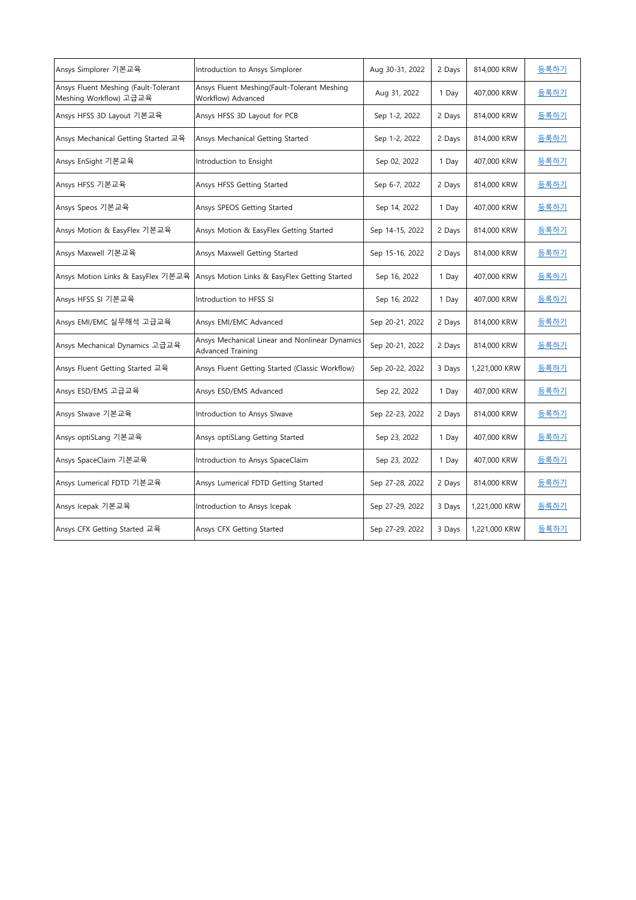| | | | | | |
|---|---|---|---|---|---|
| Ansys Simplorer 기본교육 | Introduction to Ansys Simplorer | Aug 30-31, 2022 | 2 Days | 814,000 KRW | 등록하기 |
| Ansys Fluent Meshing (Fault-Tolerant Meshing Workflow) 고급교육 | Ansys Fluent Meshing(Fault-Tolerant Meshing Workflow) Advanced | Aug 31, 2022 | 1 Day | 407,000 KRW | 등록하기 |
| Ansys HFSS 3D Layout 기본교육 | Ansys HFSS 3D Layout for PCB | Sep 1-2, 2022 | 2 Days | 814,000 KRW | 등록하기 |
| Ansys Mechanical Getting Started 교육 | Ansys Mechanical Getting Started | Sep 1-2, 2022 | 2 Days | 814,000 KRW | 등록하기 |
| Ansys EnSight 기본교육 | Introduction to Ensight | Sep 02, 2022 | 1 Day | 407,000 KRW | 등록하기 |
| Ansys HFSS 기본교육 | Ansys HFSS Getting Started | Sep 6-7, 2022 | 2 Days | 814,000 KRW | 등록하기 |
| Ansys Speos 기본교육 | Ansys SPEOS Getting Started | Sep 14, 2022 | 1 Day | 407,000 KRW | 등록하기 |
| Ansys Motion & EasyFlex 기본교육 | Ansys Motion & EasyFlex Getting Started | Sep 14-15, 2022 | 2 Days | 814,000 KRW | 등록하기 |
| Ansys Maxwell 기본교육 | Ansys Maxwell Getting Started | Sep 15-16, 2022 | 2 Days | 814,000 KRW | 등록하기 |
| Ansys Motion Links & EasyFlex 기본교육 | Ansys Motion Links & EasyFlex Getting Started | Sep 16, 2022 | 1 Day | 407,000 KRW | 등록하기 |
| Ansys HFSS SI 기본교육 | Introduction to HFSS SI | Sep 16, 2022 | 1 Day | 407,000 KRW | 등록하기 |
| Ansys EMI/EMC 실무해석 고급교육 | Ansys EMI/EMC Advanced | Sep 20-21, 2022 | 2 Days | 814,000 KRW | 등록하기 |
| Ansys Mechanical Dynamics 고급교육 | Ansys Mechanical Linear and Nonlinear Dynamics Advanced Training | Sep 20-21, 2022 | 2 Days | 814,000 KRW | 등록하기 |
| Ansys Fluent Getting Started 교육 | Ansys Fluent Getting Started (Classic Workflow) | Sep 20-22, 2022 | 3 Days | 1,221,000 KRW | 등록하기 |
| Ansys ESD/EMS 고급교육 | Ansys ESD/EMS Advanced | Sep 22, 2022 | 1 Day | 407,000 KRW | 등록하기 |
| Ansys SIwave 기본교육 | Introduction to Ansys SIwave | Sep 22-23, 2022 | 2 Days | 814,000 KRW | 등록하기 |
| Ansys optiSLang 기본교육 | Ansys optiSLang Getting Started | Sep 23, 2022 | 1 Day | 407,000 KRW | 등록하기 |
| Ansys SpaceClaim 기본교육 | Introduction to Ansys SpaceClaim | Sep 23, 2022 | 1 Day | 407,000 KRW | 등록하기 |
| Ansys Lumerical FDTD 기본교육 | Ansys Lumerical FDTD Getting Started | Sep 27-28, 2022 | 2 Days | 814,000 KRW | 등록하기 |
| Ansys Icepak 기본교육 | Introduction to Ansys Icepak | Sep 27-29, 2022 | 3 Days | 1,221,000 KRW | 등록하기 |
| Ansys CFX Getting Started 교육 | Ansys CFX Getting Started | Sep 27-29, 2022 | 3 Days | 1,221,000 KRW | 등록하기 |